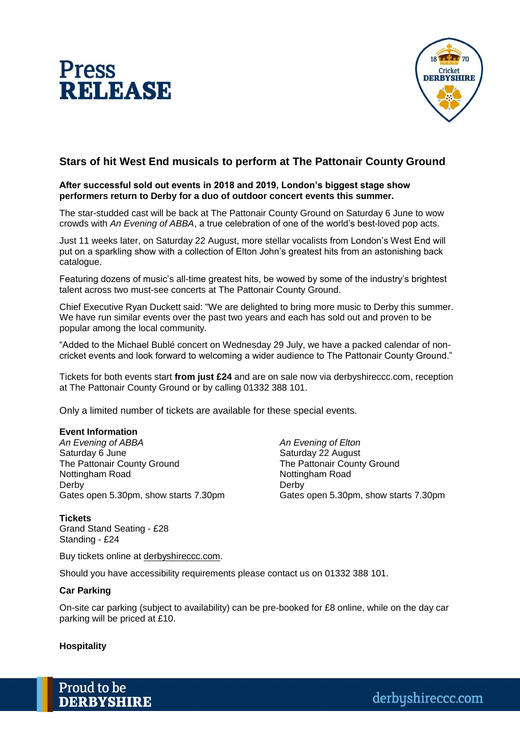# Press RELEASE

## Stars of hit West End musicals to perform at The Pattonair County Ground

**After successful sold out events in 2018 and 2019, London's biggest stage show performers return to Derby for a duo of outdoor concert events this summer.**

The star-studded cast will be back at The Pattonair County Ground on Saturday 6 June to wow crowds with *An Evening of ABBA*, a true celebration of one of the world's best-loved pop acts.

Just 11 weeks later, on Saturday 22 August, more stellar vocalists from London's West End will put on a sparkling show with a collection of Elton John's greatest hits from an astonishing back catalogue.

Featuring dozens of music's all-time greatest hits, be wowed by some of the industry's brightest talent across two must-see concerts at The Pattonair County Ground.

Chief Executive Ryan Duckett said: "We are delighted to bring more music to Derby this summer. We have run similar events over the past two years and each has sold out and proven to be popular among the local community.

"Added to the Michael Bublé concert on Wednesday 29 July, we have a packed calendar of non-cricket events and look forward to welcoming a wider audience to The Pattonair County Ground."

Tickets for both events start **from just £24** and are on sale now via derbyshireccc.com, reception at The Pattonair County Ground or by calling 01332 388 101.

Only a limited number of tickets are available for these special events.

**Event Information**

*An Evening of ABBA*
Saturday 6 June
The Pattonair County Ground
Nottingham Road
Derby
Gates open 5.30pm, show starts 7.30pm

*An Evening of Elton*
Saturday 22 August
The Pattonair County Ground
Nottingham Road
Derby
Gates open 5.30pm, show starts 7.30pm

**Tickets**
Grand Stand Seating - £28
Standing - £24

Buy tickets online at derbyshireccc.com.

Should you have accessibility requirements please contact us on 01332 388 101.

**Car Parking**

On-site car parking (subject to availability) can be pre-booked for £8 online, while on the day car parking will be priced at £10.

**Hospitality**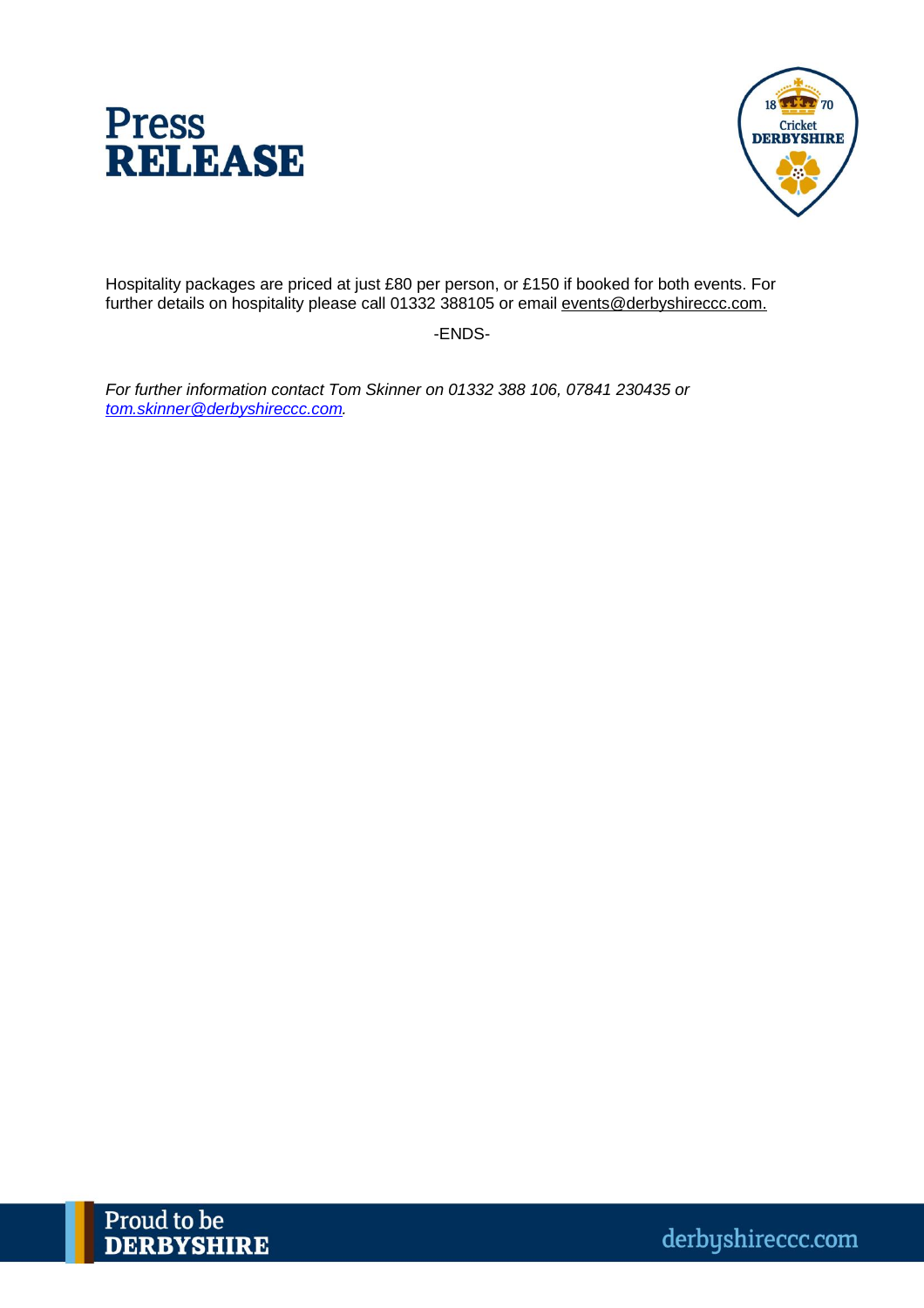Hospitality packages are priced at just £80 per person, or £150 if booked for both events. For further details on hospitality please call 01332 388105 or email events@derbyshireccc.com.

-ENDS-

*For further information contact Tom Skinner on 01332 388 106, 07841 230435 or tom.skinner@derbyshireccc.com.*